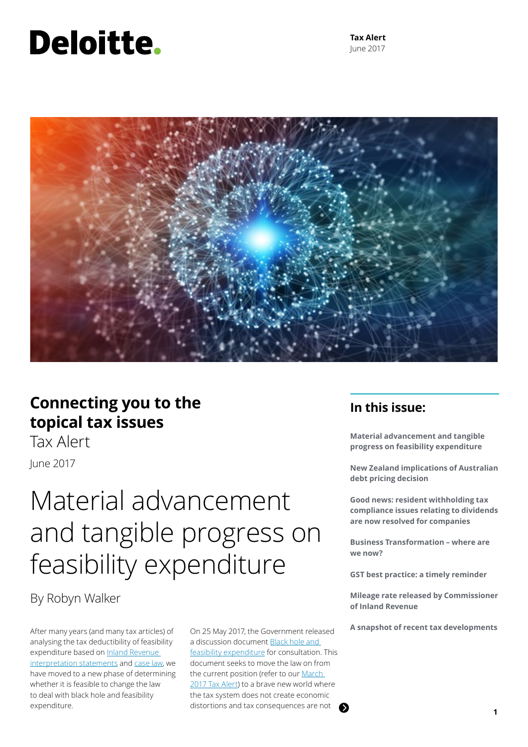Deloitte.

**Tax Alert**
June 2017

## Connecting you to the topical tax issues

Tax Alert

June 2017

# Material advancement and tangible progress on feasibility expenditure

By Robyn Walker

After many years (and many tax articles) of analysing the tax deductibility of feasibility expenditure based on Inland Revenue interpretation statements and case law, we have moved to a new phase of determining whether it is feasible to change the law to deal with black hole and feasibility expenditure.

On 25 May 2017, the Government released a discussion document Black hole and feasibility expenditure for consultation. This document seeks to move the law on from the current position (refer to our March 2017 Tax Alert) to a brave new world where the tax system does not create economic distortions and tax consequences are not

## In this issue:

**Material advancement and tangible progress on feasibility expenditure**

**New Zealand implications of Australian debt pricing decision**

**Good news: resident withholding tax compliance issues relating to dividends are now resolved for companies**

**Business Transformation – where are we now?**

**GST best practice: a timely reminder**

**Mileage rate released by Commissioner of Inland Revenue**

**A snapshot of recent tax developments**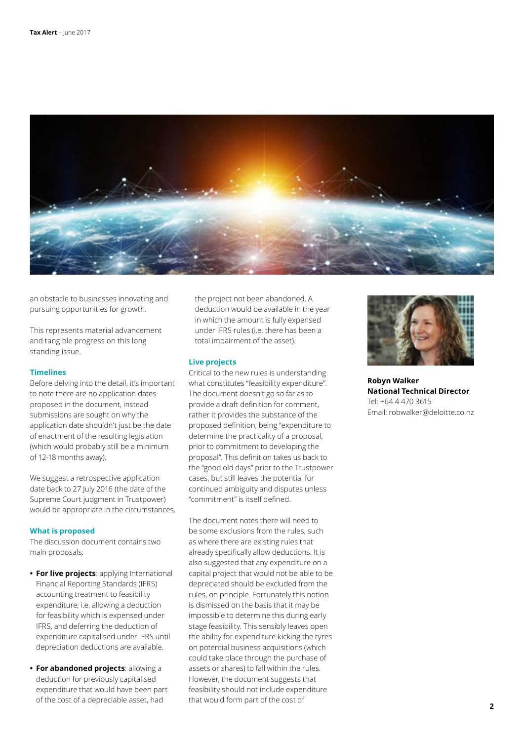an obstacle to businesses innovating and pursuing opportunities for growth.

This represents material advancement and tangible progress on this long standing issue.

### Timelines

Before delving into the detail, it's important to note there are no application dates proposed in the document, instead submissions are sought on why the application date shouldn't just be the date of enactment of the resulting legislation (which would probably still be a minimum of 12-18 months away).

We suggest a retrospective application date back to 27 July 2016 (the date of the Supreme Court judgment in Trustpower) would be appropriate in the circumstances.

### What is proposed

The discussion document contains two main proposals:

- **For live projects**: applying International Financial Reporting Standards (IFRS) accounting treatment to feasibility expenditure; i.e. allowing a deduction for feasibility which is expensed under IFRS, and deferring the deduction of expenditure capitalised under IFRS until depreciation deductions are available.
- **For abandoned projects**: allowing a deduction for previously capitalised expenditure that would have been part of the cost of a depreciable asset, had the project not been abandoned. A deduction would be available in the year in which the amount is fully expensed under IFRS rules (i.e. there has been a total impairment of the asset).

### Live projects

Critical to the new rules is understanding what constitutes "feasibility expenditure". The document doesn't go so far as to provide a draft definition for comment, rather it provides the substance of the proposed definition, being "expenditure to determine the practicality of a proposal, prior to commitment to developing the proposal". This definition takes us back to the "good old days" prior to the Trustpower cases, but still leaves the potential for continued ambiguity and disputes unless "commitment" is itself defined.

The document notes there will need to be some exclusions from the rules, such as where there are existing rules that already specifically allow deductions. It is also suggested that any expenditure on a capital project that would not be able to be depreciated should be excluded from the rules, on principle. Fortunately this notion is dismissed on the basis that it may be impossible to determine this during early stage feasibility. This sensibly leaves open the ability for expenditure kicking the tyres on potential business acquisitions (which could take place through the purchase of assets or shares) to fall within the rules. However, the document suggests that feasibility should not include expenditure that would form part of the cost of

**Robyn Walker**
**National Technical Director**
Tel: +64 4 470 3615
Email: robwalker@deloitte.co.nz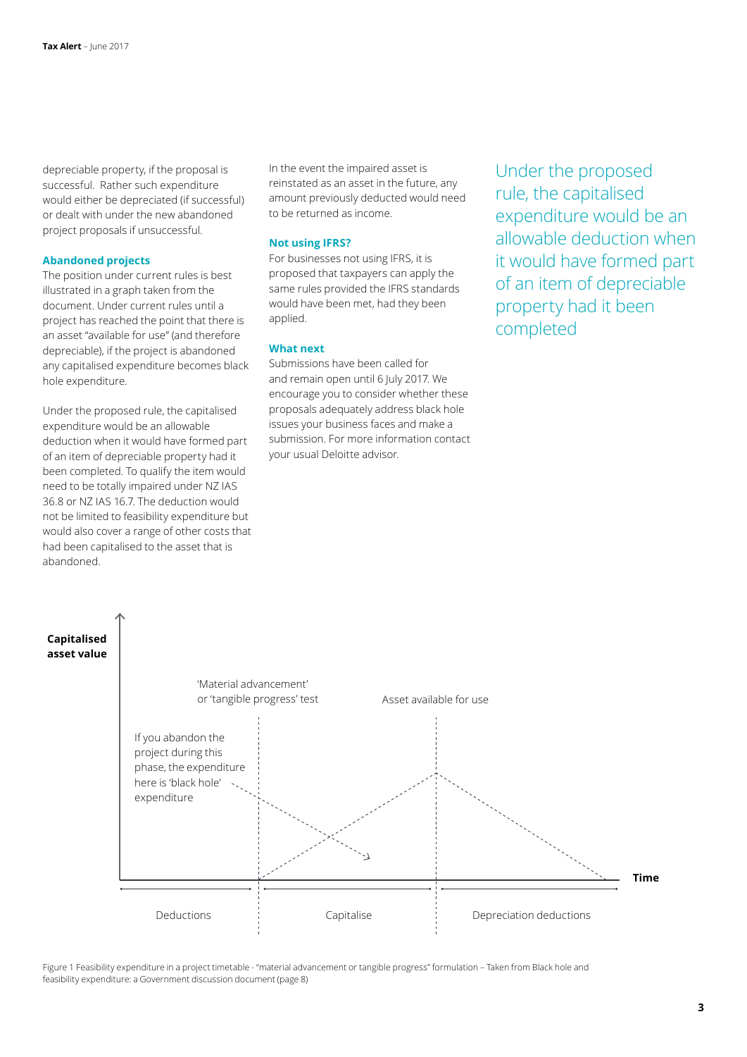depreciable property, if the proposal is successful. Rather such expenditure would either be depreciated (if successful) or dealt with under the new abandoned project proposals if unsuccessful.

### Abandoned projects

The position under current rules is best illustrated in a graph taken from the document. Under current rules until a project has reached the point that there is an asset "available for use" (and therefore depreciable), if the project is abandoned any capitalised expenditure becomes black hole expenditure.

Under the proposed rule, the capitalised expenditure would be an allowable deduction when it would have formed part of an item of depreciable property had it been completed. To qualify the item would need to be totally impaired under NZ IAS 36.8 or NZ IAS 16.7. The deduction would not be limited to feasibility expenditure but would also cover a range of other costs that had been capitalised to the asset that is abandoned.

In the event the impaired asset is reinstated as an asset in the future, any amount previously deducted would need to be returned as income.

### Not using IFRS?

For businesses not using IFRS, it is proposed that taxpayers can apply the same rules provided the IFRS standards would have been met, had they been applied.

### What next

Submissions have been called for and remain open until 6 July 2017. We encourage you to consider whether these proposals adequately address black hole issues your business faces and make a submission. For more information contact your usual Deloitte advisor.

> Under the proposed rule, the capitalised expenditure would be an allowable deduction when it would have formed part of an item of depreciable property had it been completed

Capitalised asset value

'Material advancement' or 'tangible progress' test

Asset available for use

If you abandon the project during this phase, the expenditure here is 'black hole' expenditure

Time

Deductions | Capitalise | Depreciation deductions

Figure 1 Feasibility expenditure in a project timetable - "material advancement or tangible progress" formulation – Taken from Black hole and feasibility expenditure: a Government discussion document (page 8)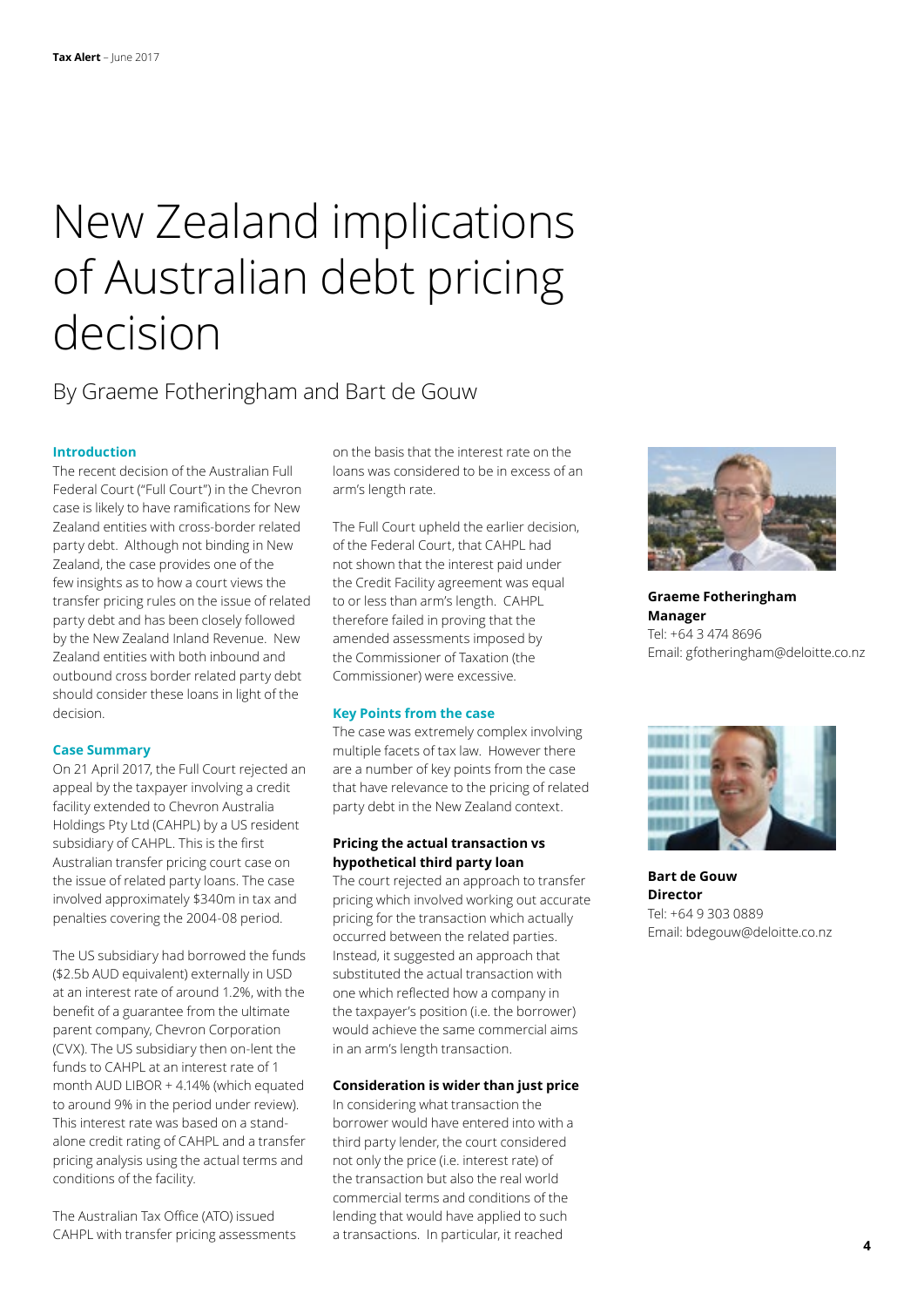# New Zealand implications of Australian debt pricing decision

## By Graeme Fotheringham and Bart de Gouw

### Introduction

The recent decision of the Australian Full Federal Court ("Full Court") in the Chevron case is likely to have ramifications for New Zealand entities with cross-border related party debt. Although not binding in New Zealand, the case provides one of the few insights as to how a court views the transfer pricing rules on the issue of related party debt and has been closely followed by the New Zealand Inland Revenue. New Zealand entities with both inbound and outbound cross border related party debt should consider these loans in light of the decision.

### Case Summary

On 21 April 2017, the Full Court rejected an appeal by the taxpayer involving a credit facility extended to Chevron Australia Holdings Pty Ltd (CAHPL) by a US resident subsidiary of CAHPL. This is the first Australian transfer pricing court case on the issue of related party loans. The case involved approximately $340m in tax and penalties covering the 2004-08 period.

The US subsidiary had borrowed the funds ($2.5b AUD equivalent) externally in USD at an interest rate of around 1.2%, with the benefit of a guarantee from the ultimate parent company, Chevron Corporation (CVX). The US subsidiary then on-lent the funds to CAHPL at an interest rate of 1 month AUD LIBOR + 4.14% (which equated to around 9% in the period under review). This interest rate was based on a stand-alone credit rating of CAHPL and a transfer pricing analysis using the actual terms and conditions of the facility.

The Australian Tax Office (ATO) issued CAHPL with transfer pricing assessments on the basis that the interest rate on the loans was considered to be in excess of an arm's length rate.

The Full Court upheld the earlier decision, of the Federal Court, that CAHPL had not shown that the interest paid under the Credit Facility agreement was equal to or less than arm's length. CAHPL therefore failed in proving that the amended assessments imposed by the Commissioner of Taxation (the Commissioner) were excessive.

### Key Points from the case

The case was extremely complex involving multiple facets of tax law. However there are a number of key points from the case that have relevance to the pricing of related party debt in the New Zealand context.

#### Pricing the actual transaction vs hypothetical third party loan

The court rejected an approach to transfer pricing which involved working out accurate pricing for the transaction which actually occurred between the related parties. Instead, it suggested an approach that substituted the actual transaction with one which reflected how a company in the taxpayer's position (i.e. the borrower) would achieve the same commercial aims in an arm's length transaction.

#### Consideration is wider than just price

In considering what transaction the borrower would have entered into with a third party lender, the court considered not only the price (i.e. interest rate) of the transaction but also the real world commercial terms and conditions of the lending that would have applied to such a transactions. In particular, it reached

**Graeme Fotheringham**
**Manager**
Tel: +64 3 474 8696
Email: gfotheringham@deloitte.co.nz

**Bart de Gouw**
**Director**
Tel: +64 9 303 0889
Email: bdegouw@deloitte.co.nz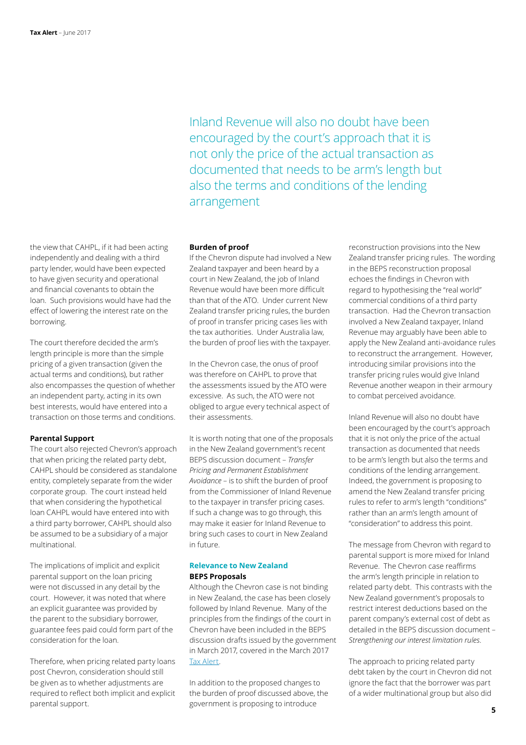Inland Revenue will also no doubt have been encouraged by the court's approach that it is not only the price of the actual transaction as documented that needs to be arm's length but also the terms and conditions of the lending arrangement

the view that CAHPL, if it had been acting independently and dealing with a third party lender, would have been expected to have given security and operational and financial covenants to obtain the loan. Such provisions would have had the effect of lowering the interest rate on the borrowing.

The court therefore decided the arm's length principle is more than the simple pricing of a given transaction (given the actual terms and conditions), but rather also encompasses the question of whether an independent party, acting in its own best interests, would have entered into a transaction on those terms and conditions.

**Parental Support**

The court also rejected Chevron's approach that when pricing the related party debt, CAHPL should be considered as standalone entity, completely separate from the wider corporate group. The court instead held that when considering the hypothetical loan CAHPL would have entered into with a third party borrower, CAHPL should also be assumed to be a subsidiary of a major multinational.

The implications of implicit and explicit parental support on the loan pricing were not discussed in any detail by the court. However, it was noted that where an explicit guarantee was provided by the parent to the subsidiary borrower, guarantee fees paid could form part of the consideration for the loan.

Therefore, when pricing related party loans post Chevron, consideration should still be given as to whether adjustments are required to reflect both implicit and explicit parental support.

**Burden of proof**

If the Chevron dispute had involved a New Zealand taxpayer and been heard by a court in New Zealand, the job of Inland Revenue would have been more difficult than that of the ATO. Under current New Zealand transfer pricing rules, the burden of proof in transfer pricing cases lies with the tax authorities. Under Australia law, the burden of proof lies with the taxpayer.

In the Chevron case, the onus of proof was therefore on CAHPL to prove that the assessments issued by the ATO were excessive. As such, the ATO were not obliged to argue every technical aspect of their assessments.

It is worth noting that one of the proposals in the New Zealand government's recent BEPS discussion document – *Transfer Pricing and Permanent Establishment Avoidance* – is to shift the burden of proof from the Commissioner of Inland Revenue to the taxpayer in transfer pricing cases. If such a change was to go through, this may make it easier for Inland Revenue to bring such cases to court in New Zealand in future.

## Relevance to New Zealand

**BEPS Proposals**

Although the Chevron case is not binding in New Zealand, the case has been closely followed by Inland Revenue. Many of the principles from the findings of the court in Chevron have been included in the BEPS discussion drafts issued by the government in March 2017, covered in the March 2017 Tax Alert.

In addition to the proposed changes to the burden of proof discussed above, the government is proposing to introduce reconstruction provisions into the New Zealand transfer pricing rules. The wording in the BEPS reconstruction proposal echoes the findings in Chevron with regard to hypothesising the "real world" commercial conditions of a third party transaction. Had the Chevron transaction involved a New Zealand taxpayer, Inland Revenue may arguably have been able to apply the New Zealand anti-avoidance rules to reconstruct the arrangement. However, introducing similar provisions into the transfer pricing rules would give Inland Revenue another weapon in their armoury to combat perceived avoidance.

Inland Revenue will also no doubt have been encouraged by the court's approach that it is not only the price of the actual transaction as documented that needs to be arm's length but also the terms and conditions of the lending arrangement. Indeed, the government is proposing to amend the New Zealand transfer pricing rules to refer to arm's length "conditions" rather than an arm's length amount of "consideration" to address this point.

The message from Chevron with regard to parental support is more mixed for Inland Revenue. The Chevron case reaffirms the arm's length principle in relation to related party debt. This contrasts with the New Zealand government's proposals to restrict interest deductions based on the parent company's external cost of debt as detailed in the BEPS discussion document – *Strengthening our interest limitation rules*.

The approach to pricing related party debt taken by the court in Chevron did not ignore the fact that the borrower was part of a wider multinational group but also did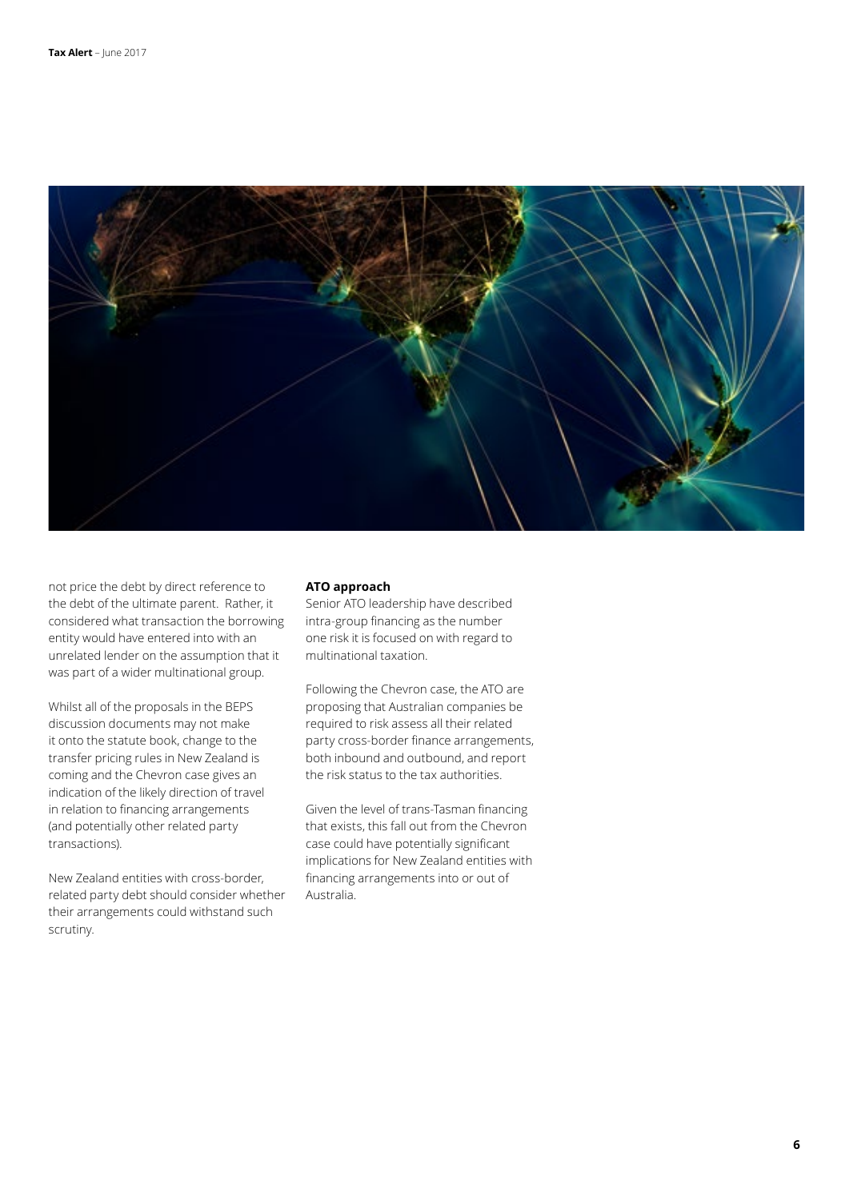not price the debt by direct reference to the debt of the ultimate parent. Rather, it considered what transaction the borrowing entity would have entered into with an unrelated lender on the assumption that it was part of a wider multinational group.

Whilst all of the proposals in the BEPS discussion documents may not make it onto the statute book, change to the transfer pricing rules in New Zealand is coming and the Chevron case gives an indication of the likely direction of travel in relation to financing arrangements (and potentially other related party transactions).

New Zealand entities with cross-border, related party debt should consider whether their arrangements could withstand such scrutiny.

**ATO approach**

Senior ATO leadership have described intra-group financing as the number one risk it is focused on with regard to multinational taxation.

Following the Chevron case, the ATO are proposing that Australian companies be required to risk assess all their related party cross-border finance arrangements, both inbound and outbound, and report the risk status to the tax authorities.

Given the level of trans-Tasman financing that exists, this fall out from the Chevron case could have potentially significant implications for New Zealand entities with financing arrangements into or out of Australia.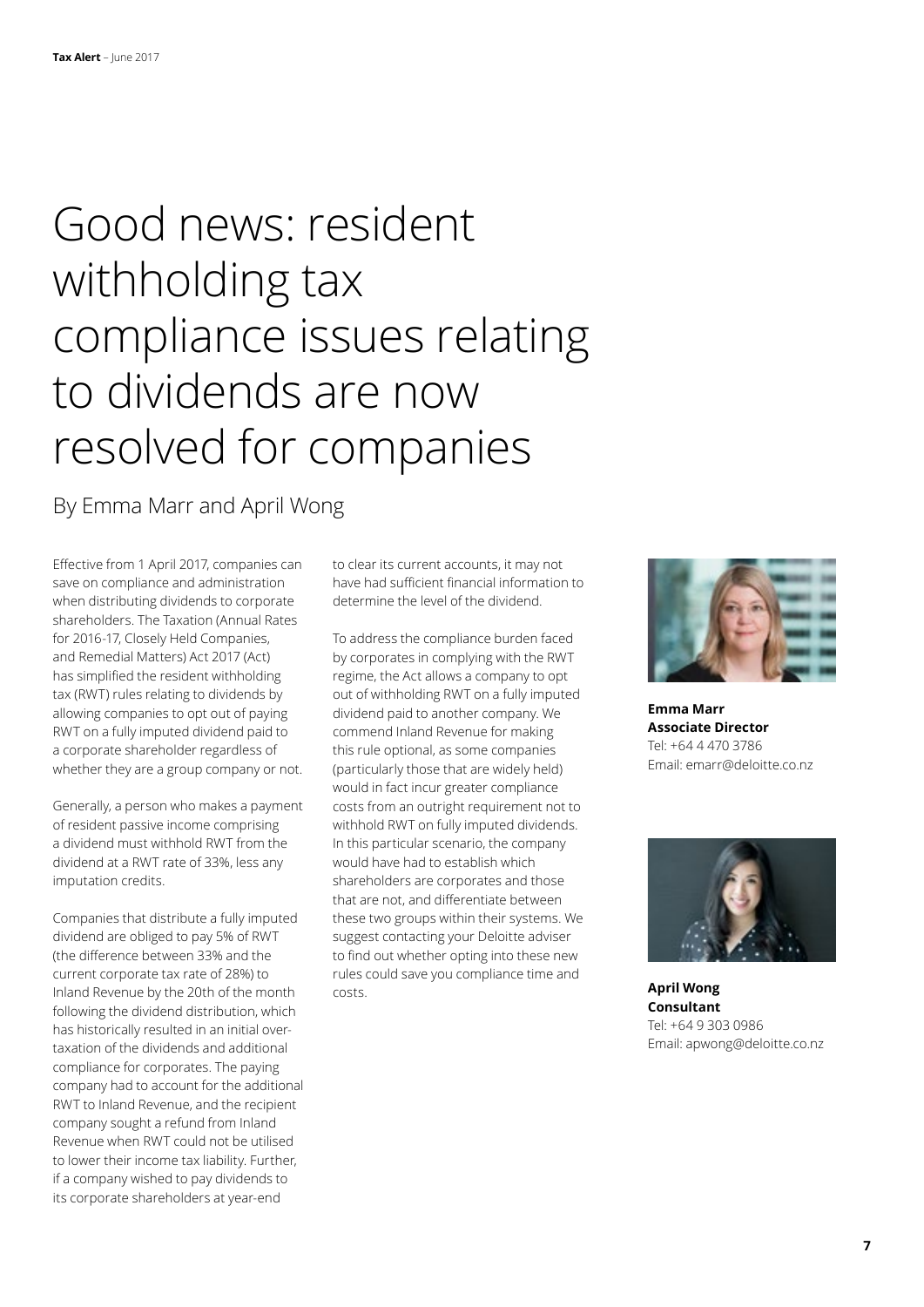# Good news: resident withholding tax compliance issues relating to dividends are now resolved for companies

By Emma Marr and April Wong

Effective from 1 April 2017, companies can save on compliance and administration when distributing dividends to corporate shareholders. The Taxation (Annual Rates for 2016-17, Closely Held Companies, and Remedial Matters) Act 2017 (Act) has simplified the resident withholding tax (RWT) rules relating to dividends by allowing companies to opt out of paying RWT on a fully imputed dividend paid to a corporate shareholder regardless of whether they are a group company or not.

Generally, a person who makes a payment of resident passive income comprising a dividend must withhold RWT from the dividend at a RWT rate of 33%, less any imputation credits.

Companies that distribute a fully imputed dividend are obliged to pay 5% of RWT (the difference between 33% and the current corporate tax rate of 28%) to Inland Revenue by the 20th of the month following the dividend distribution, which has historically resulted in an initial over-taxation of the dividends and additional compliance for corporates. The paying company had to account for the additional RWT to Inland Revenue, and the recipient company sought a refund from Inland Revenue when RWT could not be utilised to lower their income tax liability. Further, if a company wished to pay dividends to its corporate shareholders at year-end to clear its current accounts, it may not have had sufficient financial information to determine the level of the dividend.

To address the compliance burden faced by corporates in complying with the RWT regime, the Act allows a company to opt out of withholding RWT on a fully imputed dividend paid to another company. We commend Inland Revenue for making this rule optional, as some companies (particularly those that are widely held) would in fact incur greater compliance costs from an outright requirement not to withhold RWT on fully imputed dividends. In this particular scenario, the company would have had to establish which shareholders are corporates and those that are not, and differentiate between these two groups within their systems. We suggest contacting your Deloitte adviser to find out whether opting into these new rules could save you compliance time and costs.

**Emma Marr**
**Associate Director**
Tel: +64 4 470 3786
Email: emarr@deloitte.co.nz

**April Wong**
**Consultant**
Tel: +64 9 303 0986
Email: apwong@deloitte.co.nz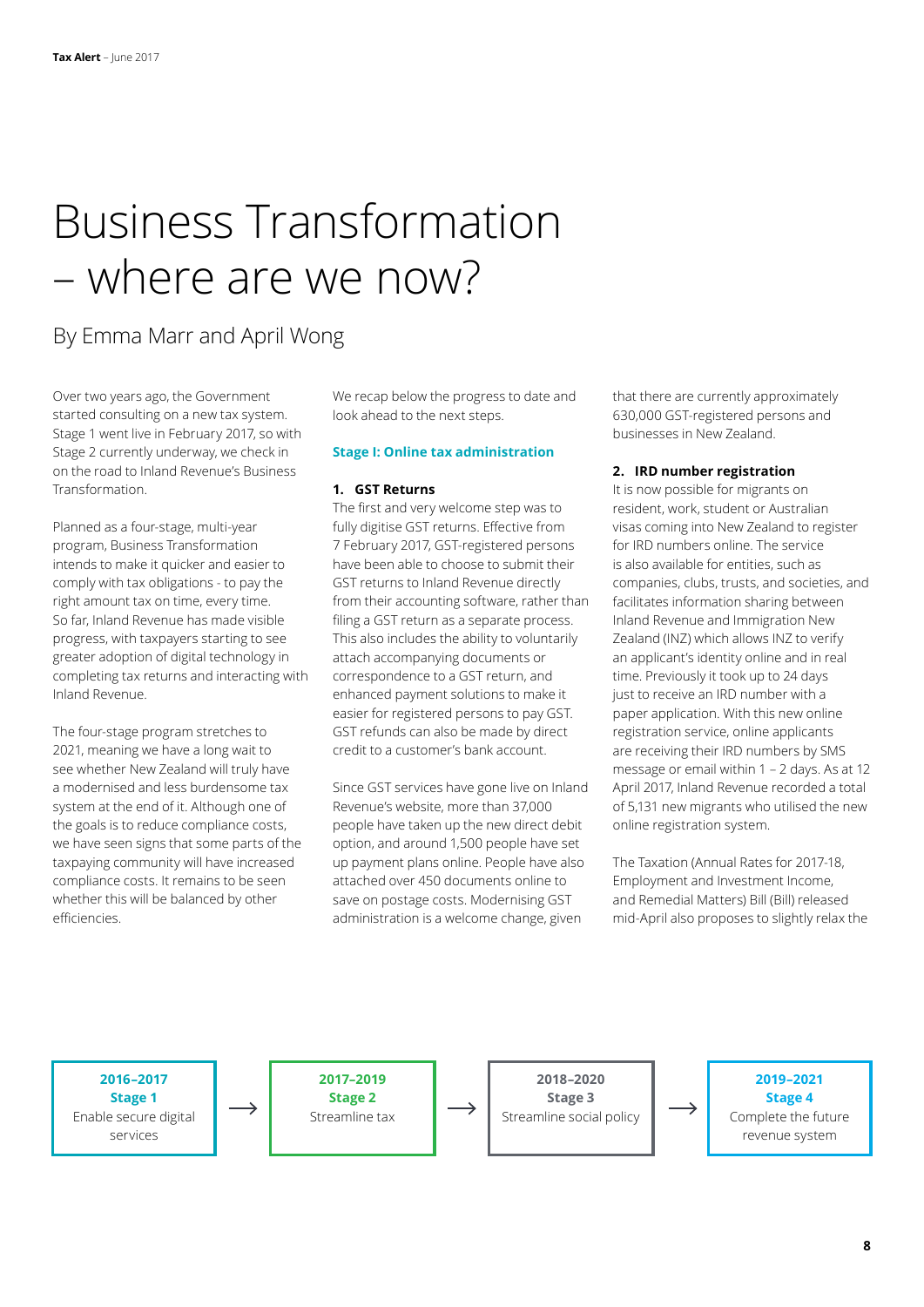# Business Transformation – where are we now?

By Emma Marr and April Wong

Over two years ago, the Government started consulting on a new tax system. Stage 1 went live in February 2017, so with Stage 2 currently underway, we check in on the road to Inland Revenue's Business Transformation.

Planned as a four-stage, multi-year program, Business Transformation intends to make it quicker and easier to comply with tax obligations - to pay the right amount tax on time, every time. So far, Inland Revenue has made visible progress, with taxpayers starting to see greater adoption of digital technology in completing tax returns and interacting with Inland Revenue.

The four-stage program stretches to 2021, meaning we have a long wait to see whether New Zealand will truly have a modernised and less burdensome tax system at the end of it. Although one of the goals is to reduce compliance costs, we have seen signs that some parts of the taxpaying community will have increased compliance costs. It remains to be seen whether this will be balanced by other efficiencies.

We recap below the progress to date and look ahead to the next steps.

## Stage I: Online tax administration

### 1. GST Returns

The first and very welcome step was to fully digitise GST returns. Effective from 7 February 2017, GST-registered persons have been able to choose to submit their GST returns to Inland Revenue directly from their accounting software, rather than filing a GST return as a separate process. This also includes the ability to voluntarily attach accompanying documents or correspondence to a GST return, and enhanced payment solutions to make it easier for registered persons to pay GST. GST refunds can also be made by direct credit to a customer's bank account.

Since GST services have gone live on Inland Revenue's website, more than 37,000 people have taken up the new direct debit option, and around 1,500 people have set up payment plans online. People have also attached over 450 documents online to save on postage costs. Modernising GST administration is a welcome change, given that there are currently approximately 630,000 GST-registered persons and businesses in New Zealand.

### 2. IRD number registration

It is now possible for migrants on resident, work, student or Australian visas coming into New Zealand to register for IRD numbers online. The service is also available for entities, such as companies, clubs, trusts, and societies, and facilitates information sharing between Inland Revenue and Immigration New Zealand (INZ) which allows INZ to verify an applicant's identity online and in real time. Previously it took up to 24 days just to receive an IRD number with a paper application. With this new online registration service, online applicants are receiving their IRD numbers by SMS message or email within 1 – 2 days. As at 12 April 2017, Inland Revenue recorded a total of 5,131 new migrants who utilised the new online registration system.

The Taxation (Annual Rates for 2017-18, Employment and Investment Income, and Remedial Matters) Bill (Bill) released mid-April also proposes to slightly relax the

**2016–2017**
**Stage 1**
Enable secure digital services

→

**2017–2019**
**Stage 2**
Streamline tax

→

**2018–2020**
**Stage 3**
Streamline social policy

→

**2019–2021**
**Stage 4**
Complete the future revenue system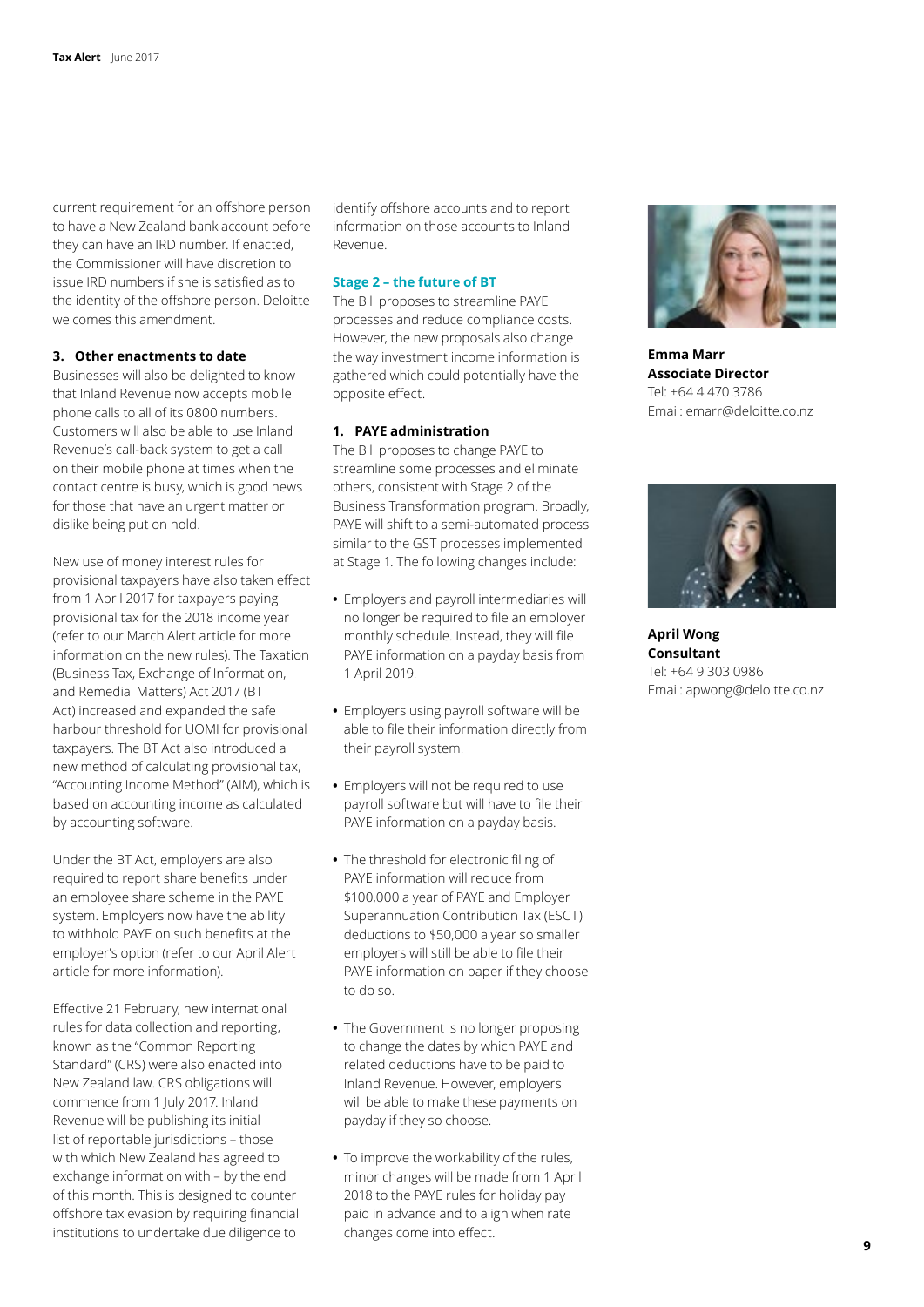current requirement for an offshore person to have a New Zealand bank account before they can have an IRD number. If enacted, the Commissioner will have discretion to issue IRD numbers if she is satisfied as to the identity of the offshore person. Deloitte welcomes this amendment.

### 3. Other enactments to date

Businesses will also be delighted to know that Inland Revenue now accepts mobile phone calls to all of its 0800 numbers. Customers will also be able to use Inland Revenue's call-back system to get a call on their mobile phone at times when the contact centre is busy, which is good news for those that have an urgent matter or dislike being put on hold.

New use of money interest rules for provisional taxpayers have also taken effect from 1 April 2017 for taxpayers paying provisional tax for the 2018 income year (refer to our March Alert article for more information on the new rules). The Taxation (Business Tax, Exchange of Information, and Remedial Matters) Act 2017 (BT Act) increased and expanded the safe harbour threshold for UOMI for provisional taxpayers. The BT Act also introduced a new method of calculating provisional tax, "Accounting Income Method" (AIM), which is based on accounting income as calculated by accounting software.

Under the BT Act, employers are also required to report share benefits under an employee share scheme in the PAYE system. Employers now have the ability to withhold PAYE on such benefits at the employer's option (refer to our April Alert article for more information).

Effective 21 February, new international rules for data collection and reporting, known as the "Common Reporting Standard" (CRS) were also enacted into New Zealand law. CRS obligations will commence from 1 July 2017. Inland Revenue will be publishing its initial list of reportable jurisdictions – those with which New Zealand has agreed to exchange information with – by the end of this month. This is designed to counter offshore tax evasion by requiring financial institutions to undertake due diligence to identify offshore accounts and to report information on those accounts to Inland Revenue.

## Stage 2 – the future of BT

The Bill proposes to streamline PAYE processes and reduce compliance costs. However, the new proposals also change the way investment income information is gathered which could potentially have the opposite effect.

### 1. PAYE administration

The Bill proposes to change PAYE to streamline some processes and eliminate others, consistent with Stage 2 of the Business Transformation program. Broadly, PAYE will shift to a semi-automated process similar to the GST processes implemented at Stage 1. The following changes include:

- Employers and payroll intermediaries will no longer be required to file an employer monthly schedule. Instead, they will file PAYE information on a payday basis from 1 April 2019.
- Employers using payroll software will be able to file their information directly from their payroll system.
- Employers will not be required to use payroll software but will have to file their PAYE information on a payday basis.
- The threshold for electronic filing of PAYE information will reduce from $100,000 a year of PAYE and Employer Superannuation Contribution Tax (ESCT) deductions to $50,000 a year so smaller employers will still be able to file their PAYE information on paper if they choose to do so.
- The Government is no longer proposing to change the dates by which PAYE and related deductions have to be paid to Inland Revenue. However, employers will be able to make these payments on payday if they so choose.
- To improve the workability of the rules, minor changes will be made from 1 April 2018 to the PAYE rules for holiday pay paid in advance and to align when rate changes come into effect.

**Emma Marr**
**Associate Director**
Tel: +64 4 470 3786
Email: emarr@deloitte.co.nz

**April Wong**
**Consultant**
Tel: +64 9 303 0986
Email: apwong@deloitte.co.nz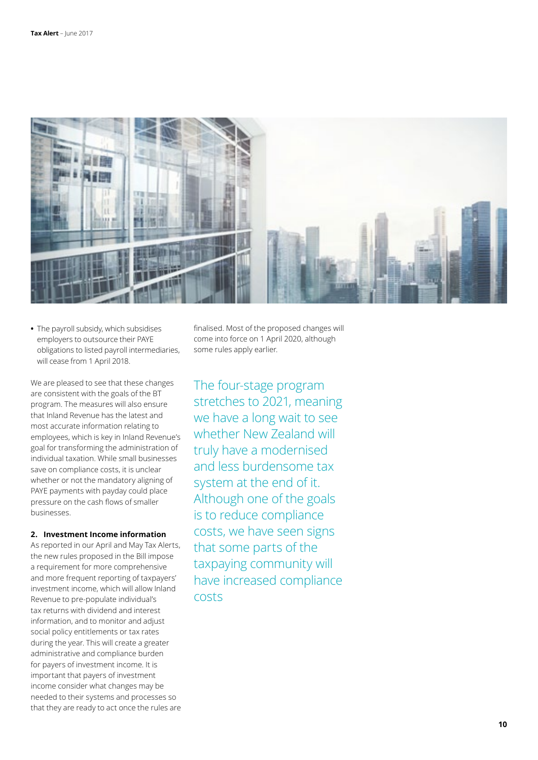- The payroll subsidy, which subsidises employers to outsource their PAYE obligations to listed payroll intermediaries, will cease from 1 April 2018.

We are pleased to see that these changes are consistent with the goals of the BT program. The measures will also ensure that Inland Revenue has the latest and most accurate information relating to employees, which is key in Inland Revenue's goal for transforming the administration of individual taxation. While small businesses save on compliance costs, it is unclear whether or not the mandatory aligning of PAYE payments with payday could place pressure on the cash flows of smaller businesses.

**2. Investment Income information**

As reported in our April and May Tax Alerts, the new rules proposed in the Bill impose a requirement for more comprehensive and more frequent reporting of taxpayers' investment income, which will allow Inland Revenue to pre-populate individual's tax returns with dividend and interest information, and to monitor and adjust social policy entitlements or tax rates during the year. This will create a greater administrative and compliance burden for payers of investment income. It is important that payers of investment income consider what changes may be needed to their systems and processes so that they are ready to act once the rules are finalised. Most of the proposed changes will come into force on 1 April 2020, although some rules apply earlier.

> The four-stage program stretches to 2021, meaning we have a long wait to see whether New Zealand will truly have a modernised and less burdensome tax system at the end of it. Although one of the goals is to reduce compliance costs, we have seen signs that some parts of the taxpaying community will have increased compliance costs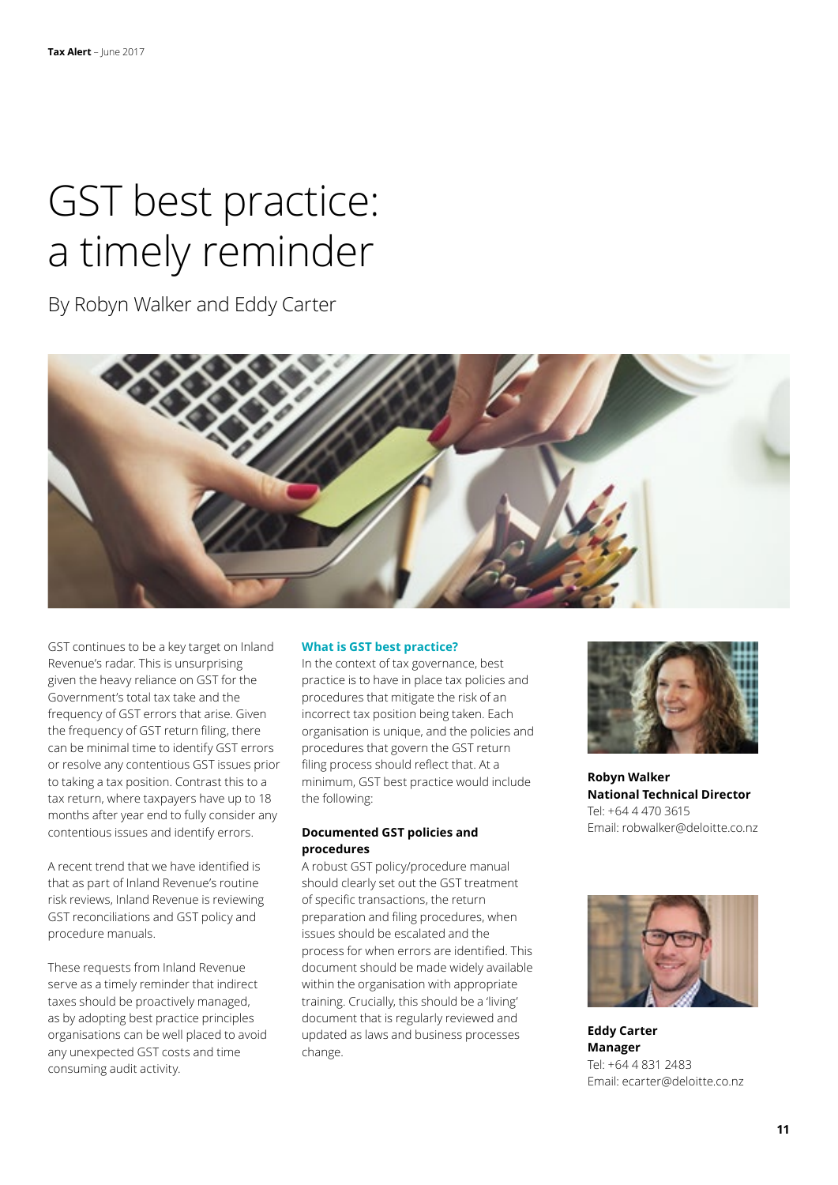# GST best practice: a timely reminder

By Robyn Walker and Eddy Carter

GST continues to be a key target on Inland Revenue's radar. This is unsurprising given the heavy reliance on GST for the Government's total tax take and the frequency of GST errors that arise. Given the frequency of GST return filing, there can be minimal time to identify GST errors or resolve any contentious GST issues prior to taking a tax position. Contrast this to a tax return, where taxpayers have up to 18 months after year end to fully consider any contentious issues and identify errors.

A recent trend that we have identified is that as part of Inland Revenue's routine risk reviews, Inland Revenue is reviewing GST reconciliations and GST policy and procedure manuals.

These requests from Inland Revenue serve as a timely reminder that indirect taxes should be proactively managed, as by adopting best practice principles organisations can be well placed to avoid any unexpected GST costs and time consuming audit activity.

### What is GST best practice?

In the context of tax governance, best practice is to have in place tax policies and procedures that mitigate the risk of an incorrect tax position being taken. Each organisation is unique, and the policies and procedures that govern the GST return filing process should reflect that. At a minimum, GST best practice would include the following:

**Documented GST policies and procedures**

A robust GST policy/procedure manual should clearly set out the GST treatment of specific transactions, the return preparation and filing procedures, when issues should be escalated and the process for when errors are identified. This document should be made widely available within the organisation with appropriate training. Crucially, this should be a 'living' document that is regularly reviewed and updated as laws and business processes change.

**Robyn Walker**
**National Technical Director**
Tel: +64 4 470 3615
Email: robwalker@deloitte.co.nz

**Eddy Carter**
**Manager**
Tel: +64 4 831 2483
Email: ecarter@deloitte.co.nz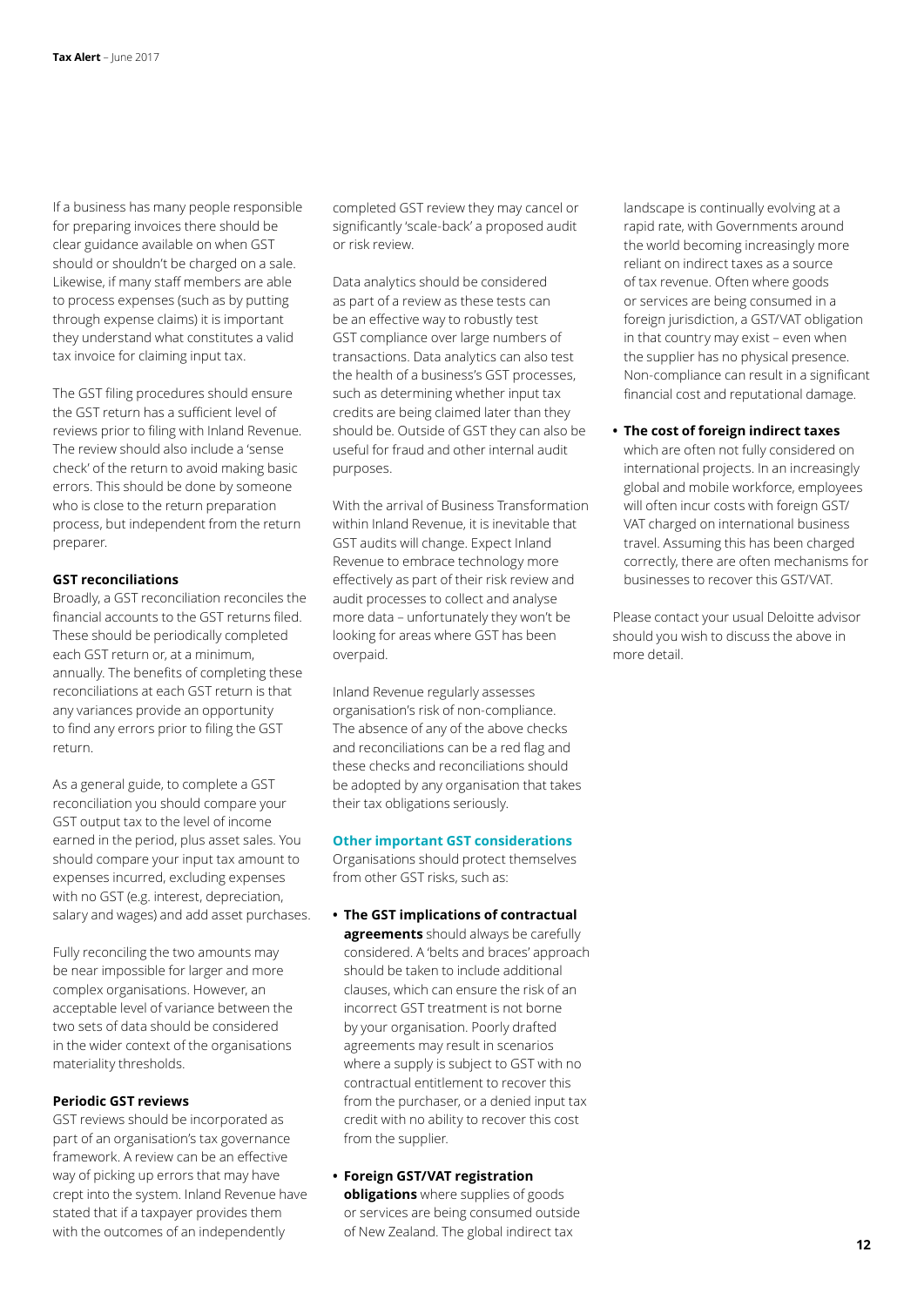If a business has many people responsible for preparing invoices there should be clear guidance available on when GST should or shouldn't be charged on a sale. Likewise, if many staff members are able to process expenses (such as by putting through expense claims) it is important they understand what constitutes a valid tax invoice for claiming input tax.

The GST filing procedures should ensure the GST return has a sufficient level of reviews prior to filing with Inland Revenue. The review should also include a 'sense check' of the return to avoid making basic errors. This should be done by someone who is close to the return preparation process, but independent from the return preparer.

#### GST reconciliations

Broadly, a GST reconciliation reconciles the financial accounts to the GST returns filed. These should be periodically completed each GST return or, at a minimum, annually. The benefits of completing these reconciliations at each GST return is that any variances provide an opportunity to find any errors prior to filing the GST return.

As a general guide, to complete a GST reconciliation you should compare your GST output tax to the level of income earned in the period, plus asset sales. You should compare your input tax amount to expenses incurred, excluding expenses with no GST (e.g. interest, depreciation, salary and wages) and add asset purchases.

Fully reconciling the two amounts may be near impossible for larger and more complex organisations. However, an acceptable level of variance between the two sets of data should be considered in the wider context of the organisations materiality thresholds.

#### Periodic GST reviews

GST reviews should be incorporated as part of an organisation's tax governance framework. A review can be an effective way of picking up errors that may have crept into the system. Inland Revenue have stated that if a taxpayer provides them with the outcomes of an independently completed GST review they may cancel or significantly 'scale-back' a proposed audit or risk review.

Data analytics should be considered as part of a review as these tests can be an effective way to robustly test GST compliance over large numbers of transactions. Data analytics can also test the health of a business's GST processes, such as determining whether input tax credits are being claimed later than they should be. Outside of GST they can also be useful for fraud and other internal audit purposes.

With the arrival of Business Transformation within Inland Revenue, it is inevitable that GST audits will change. Expect Inland Revenue to embrace technology more effectively as part of their risk review and audit processes to collect and analyse more data – unfortunately they won't be looking for areas where GST has been overpaid.

Inland Revenue regularly assesses organisation's risk of non-compliance. The absence of any of the above checks and reconciliations can be a red flag and these checks and reconciliations should be adopted by any organisation that takes their tax obligations seriously.

### Other important GST considerations

Organisations should protect themselves from other GST risks, such as:

- **The GST implications of contractual agreements** should always be carefully considered. A 'belts and braces' approach should be taken to include additional clauses, which can ensure the risk of an incorrect GST treatment is not borne by your organisation. Poorly drafted agreements may result in scenarios where a supply is subject to GST with no contractual entitlement to recover this from the purchaser, or a denied input tax credit with no ability to recover this cost from the supplier.
- **Foreign GST/VAT registration obligations** where supplies of goods or services are being consumed outside of New Zealand. The global indirect tax landscape is continually evolving at a rapid rate, with Governments around the world becoming increasingly more reliant on indirect taxes as a source of tax revenue. Often where goods or services are being consumed in a foreign jurisdiction, a GST/VAT obligation in that country may exist – even when the supplier has no physical presence. Non-compliance can result in a significant financial cost and reputational damage.
- **The cost of foreign indirect taxes** which are often not fully considered on international projects. In an increasingly global and mobile workforce, employees will often incur costs with foreign GST/VAT charged on international business travel. Assuming this has been charged correctly, there are often mechanisms for businesses to recover this GST/VAT.

Please contact your usual Deloitte advisor should you wish to discuss the above in more detail.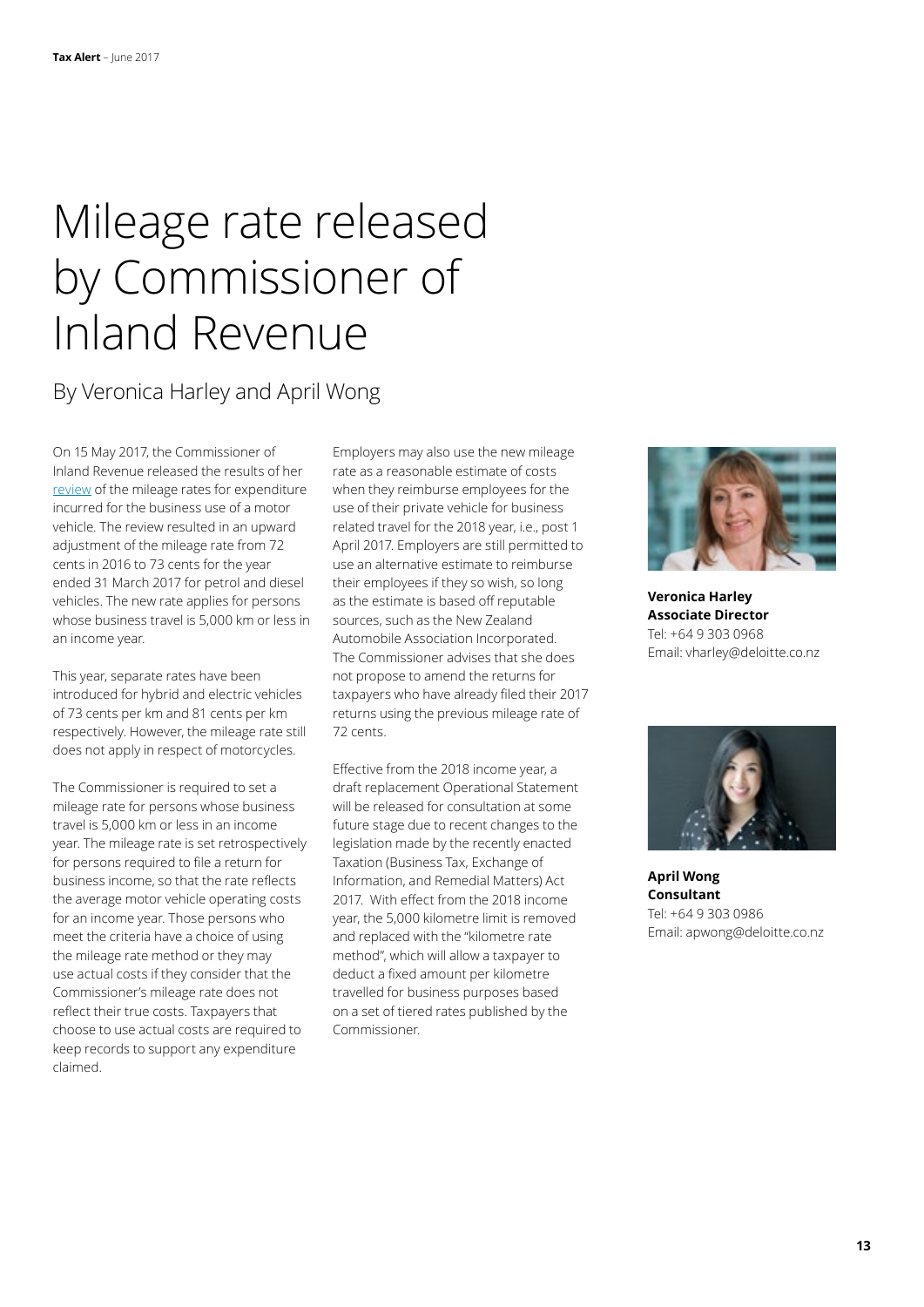# Mileage rate released by Commissioner of Inland Revenue

## By Veronica Harley and April Wong

On 15 May 2017, the Commissioner of Inland Revenue released the results of her review of the mileage rates for expenditure incurred for the business use of a motor vehicle. The review resulted in an upward adjustment of the mileage rate from 72 cents in 2016 to 73 cents for the year ended 31 March 2017 for petrol and diesel vehicles. The new rate applies for persons whose business travel is 5,000 km or less in an income year.

This year, separate rates have been introduced for hybrid and electric vehicles of 73 cents per km and 81 cents per km respectively. However, the mileage rate still does not apply in respect of motorcycles.

The Commissioner is required to set a mileage rate for persons whose business travel is 5,000 km or less in an income year. The mileage rate is set retrospectively for persons required to file a return for business income, so that the rate reflects the average motor vehicle operating costs for an income year. Those persons who meet the criteria have a choice of using the mileage rate method or they may use actual costs if they consider that the Commissioner's mileage rate does not reflect their true costs. Taxpayers that choose to use actual costs are required to keep records to support any expenditure claimed.

Employers may also use the new mileage rate as a reasonable estimate of costs when they reimburse employees for the use of their private vehicle for business related travel for the 2018 year, i.e., post 1 April 2017. Employers are still permitted to use an alternative estimate to reimburse their employees if they so wish, so long as the estimate is based off reputable sources, such as the New Zealand Automobile Association Incorporated. The Commissioner advises that she does not propose to amend the returns for taxpayers who have already filed their 2017 returns using the previous mileage rate of 72 cents.

Effective from the 2018 income year, a draft replacement Operational Statement will be released for consultation at some future stage due to recent changes to the legislation made by the recently enacted Taxation (Business Tax, Exchange of Information, and Remedial Matters) Act 2017. With effect from the 2018 income year, the 5,000 kilometre limit is removed and replaced with the "kilometre rate method", which will allow a taxpayer to deduct a fixed amount per kilometre travelled for business purposes based on a set of tiered rates published by the Commissioner.

**Veronica Harley**
**Associate Director**
Tel: +64 9 303 0968
Email: vharley@deloitte.co.nz

**April Wong**
**Consultant**
Tel: +64 9 303 0986
Email: apwong@deloitte.co.nz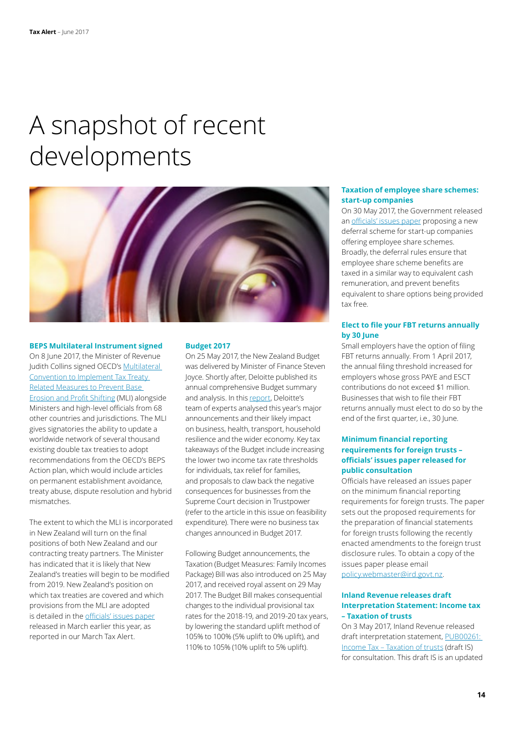# A snapshot of recent developments

### BEPS Multilateral Instrument signed

On 8 June 2017, the Minister of Revenue Judith Collins signed OECD's Multilateral Convention to Implement Tax Treaty Related Measures to Prevent Base Erosion and Profit Shifting (MLI) alongside Ministers and high-level officials from 68 other countries and jurisdictions. The MLI gives signatories the ability to update a worldwide network of several thousand existing double tax treaties to adopt recommendations from the OECD's BEPS Action plan, which would include articles on permanent establishment avoidance, treaty abuse, dispute resolution and hybrid mismatches.

The extent to which the MLI is incorporated in New Zealand will turn on the final positions of both New Zealand and our contracting treaty partners. The Minister has indicated that it is likely that New Zealand's treaties will begin to be modified from 2019. New Zealand's position on which tax treaties are covered and which provisions from the MLI are adopted is detailed in the officials' issues paper released in March earlier this year, as reported in our March Tax Alert.

### Budget 2017

On 25 May 2017, the New Zealand Budget was delivered by Minister of Finance Steven Joyce. Shortly after, Deloitte published its annual comprehensive Budget summary and analysis. In this report, Deloitte's team of experts analysed this year's major announcements and their likely impact on business, health, transport, household resilience and the wider economy. Key tax takeaways of the Budget include increasing the lower two income tax rate thresholds for individuals, tax relief for families, and proposals to claw back the negative consequences for businesses from the Supreme Court decision in Trustpower (refer to the article in this issue on feasibility expenditure). There were no business tax changes announced in Budget 2017.

Following Budget announcements, the Taxation (Budget Measures: Family Incomes Package) Bill was also introduced on 25 May 2017, and received royal assent on 29 May 2017. The Budget Bill makes consequential changes to the individual provisional tax rates for the 2018-19, and 2019-20 tax years, by lowering the standard uplift method of 105% to 100% (5% uplift to 0% uplift), and 110% to 105% (10% uplift to 5% uplift).

### Taxation of employee share schemes: start-up companies

On 30 May 2017, the Government released an officials' issues paper proposing a new deferral scheme for start-up companies offering employee share schemes. Broadly, the deferral rules ensure that employee share scheme benefits are taxed in a similar way to equivalent cash remuneration, and prevent benefits equivalent to share options being provided tax free.

### Elect to file your FBT returns annually by 30 June

Small employers have the option of filing FBT returns annually. From 1 April 2017, the annual filing threshold increased for employers whose gross PAYE and ESCT contributions do not exceed $1 million. Businesses that wish to file their FBT returns annually must elect to do so by the end of the first quarter, i.e., 30 June.

### Minimum financial reporting requirements for foreign trusts – officials' issues paper released for public consultation

Officials have released an issues paper on the minimum financial reporting requirements for foreign trusts. The paper sets out the proposed requirements for the preparation of financial statements for foreign trusts following the recently enacted amendments to the foreign trust disclosure rules. To obtain a copy of the issues paper please email policy.webmaster@ird.govt.nz.

### Inland Revenue releases draft Interpretation Statement: Income tax – Taxation of trusts

On 3 May 2017, Inland Revenue released draft interpretation statement, PUB00261: Income Tax – Taxation of trusts (draft IS) for consultation. This draft IS is an updated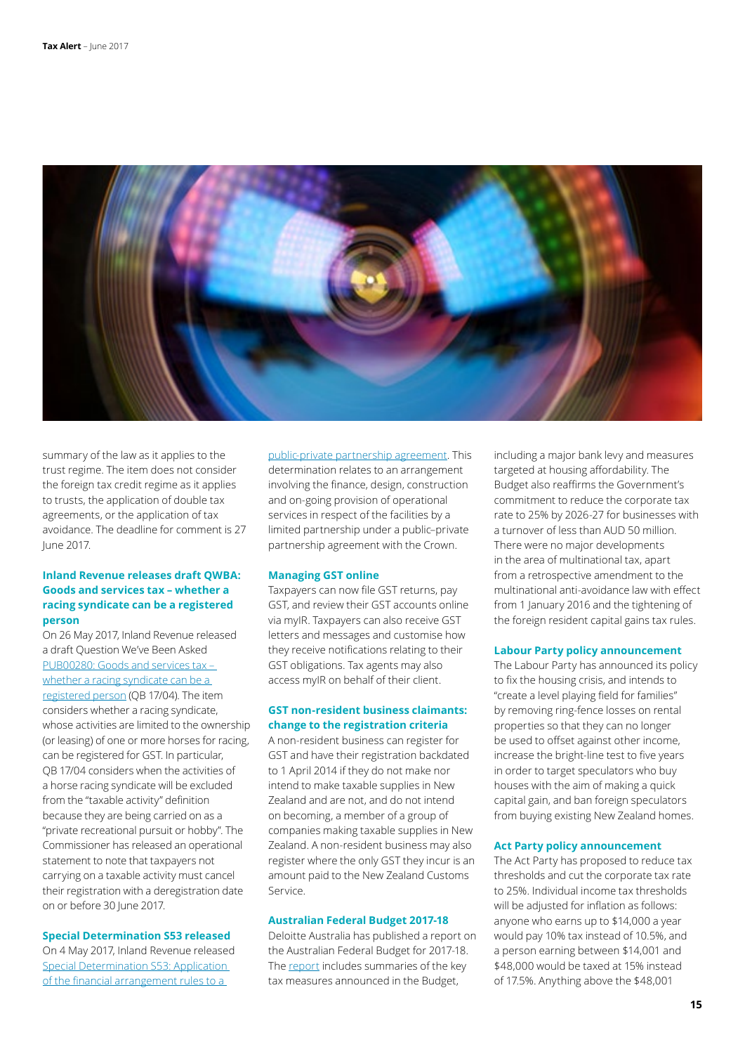summary of the law as it applies to the trust regime. The item does not consider the foreign tax credit regime as it applies to trusts, the application of double tax agreements, or the application of tax avoidance. The deadline for comment is 27 June 2017.

### Inland Revenue releases draft QWBA: Goods and services tax – whether a racing syndicate can be a registered person

On 26 May 2017, Inland Revenue released a draft Question We've Been Asked PUB00280: Goods and services tax – whether a racing syndicate can be a registered person (QB 17/04). The item considers whether a racing syndicate, whose activities are limited to the ownership (or leasing) of one or more horses for racing, can be registered for GST. In particular, QB 17/04 considers when the activities of a horse racing syndicate will be excluded from the "taxable activity" definition because they are being carried on as a "private recreational pursuit or hobby". The Commissioner has released an operational statement to note that taxpayers not carrying on a taxable activity must cancel their registration with a deregistration date on or before 30 June 2017.

### Special Determination S53 released

On 4 May 2017, Inland Revenue released Special Determination S53: Application of the financial arrangement rules to a public-private partnership agreement. This determination relates to an arrangement involving the finance, design, construction and on-going provision of operational services in respect of the facilities by a limited partnership under a public–private partnership agreement with the Crown.

### Managing GST online

Taxpayers can now file GST returns, pay GST, and review their GST accounts online via myIR. Taxpayers can also receive GST letters and messages and customise how they receive notifications relating to their GST obligations. Tax agents may also access myIR on behalf of their client.

### GST non-resident business claimants: change to the registration criteria

A non-resident business can register for GST and have their registration backdated to 1 April 2014 if they do not make nor intend to make taxable supplies in New Zealand and are not, and do not intend on becoming, a member of a group of companies making taxable supplies in New Zealand. A non-resident business may also register where the only GST they incur is an amount paid to the New Zealand Customs Service.

### Australian Federal Budget 2017-18

Deloitte Australia has published a report on the Australian Federal Budget for 2017-18. The report includes summaries of the key tax measures announced in the Budget, including a major bank levy and measures targeted at housing affordability. The Budget also reaffirms the Government's commitment to reduce the corporate tax rate to 25% by 2026-27 for businesses with a turnover of less than AUD 50 million. There were no major developments in the area of multinational tax, apart from a retrospective amendment to the multinational anti-avoidance law with effect from 1 January 2016 and the tightening of the foreign resident capital gains tax rules.

### Labour Party policy announcement

The Labour Party has announced its policy to fix the housing crisis, and intends to "create a level playing field for families" by removing ring-fence losses on rental properties so that they can no longer be used to offset against other income, increase the bright-line test to five years in order to target speculators who buy houses with the aim of making a quick capital gain, and ban foreign speculators from buying existing New Zealand homes.

### Act Party policy announcement

The Act Party has proposed to reduce tax thresholds and cut the corporate tax rate to 25%. Individual income tax thresholds will be adjusted for inflation as follows: anyone who earns up to $14,000 a year would pay 10% tax instead of 10.5%, and a person earning between $14,001 and $48,000 would be taxed at 15% instead of 17.5%. Anything above the $48,001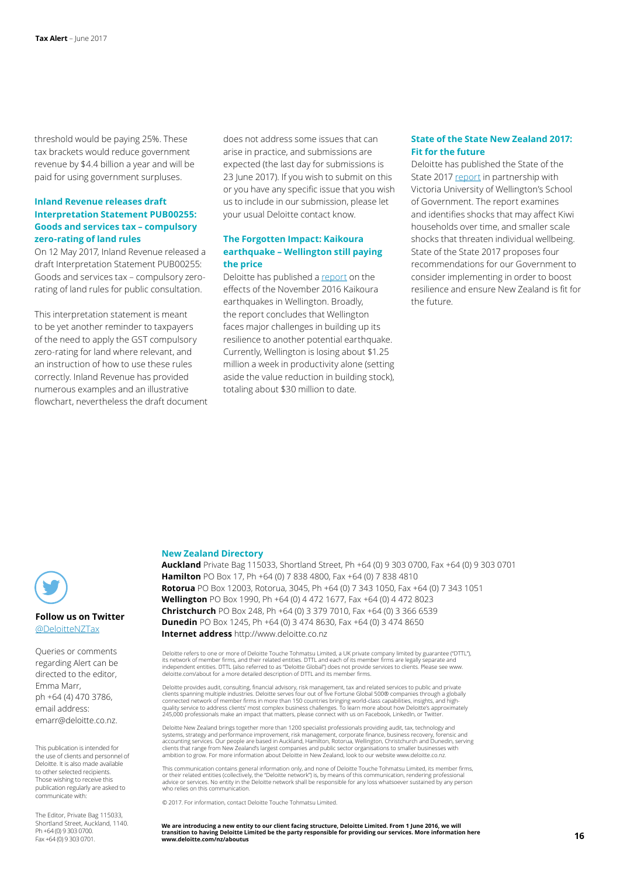threshold would be paying 25%. These tax brackets would reduce government revenue by $4.4 billion a year and will be paid for using government surpluses.

### Inland Revenue releases draft Interpretation Statement PUB00255: Goods and services tax – compulsory zero-rating of land rules

On 12 May 2017, Inland Revenue released a draft Interpretation Statement PUB00255: Goods and services tax – compulsory zero-rating of land rules for public consultation.

This interpretation statement is meant to be yet another reminder to taxpayers of the need to apply the GST compulsory zero-rating for land where relevant, and an instruction of how to use these rules correctly. Inland Revenue has provided numerous examples and an illustrative flowchart, nevertheless the draft document does not address some issues that can arise in practice, and submissions are expected (the last day for submissions is 23 June 2017). If you wish to submit on this or you have any specific issue that you wish us to include in our submission, please let your usual Deloitte contact know.

### The Forgotten Impact: Kaikoura earthquake – Wellington still paying the price

Deloitte has published a report on the effects of the November 2016 Kaikoura earthquakes in Wellington. Broadly, the report concludes that Wellington faces major challenges in building up its resilience to another potential earthquake. Currently, Wellington is losing about $1.25 million a week in productivity alone (setting aside the value reduction in building stock), totaling about $30 million to date.

### State of the State New Zealand 2017: Fit for the future

Deloitte has published the State of the State 2017 report in partnership with Victoria University of Wellington's School of Government. The report examines and identifies shocks that may affect Kiwi households over time, and smaller scale shocks that threaten individual wellbeing. State of the State 2017 proposes four recommendations for our Government to consider implementing in order to boost resilience and ensure New Zealand is fit for the future.

**Follow us on Twitter**
@DeloitteNZTax

Queries or comments regarding Alert can be directed to the editor, Emma Marr, ph +64 (4) 470 3786, email address: emarr@deloitte.co.nz.

This publication is intended for the use of clients and personnel of Deloitte. It is also made available to other selected recipients. Those wishing to receive this publication regularly are asked to communicate with:

The Editor, Private Bag 115033, Shortland Street, Auckland, 1140. Ph +64 (0) 9 303 0700. Fax +64 (0) 9 303 0701.

### New Zealand Directory

**Auckland** Private Bag 115033, Shortland Street, Ph +64 (0) 9 303 0700, Fax +64 (0) 9 303 0701
**Hamilton** PO Box 17, Ph +64 (0) 7 838 4800, Fax +64 (0) 7 838 4810
**Rotorua** PO Box 12003, Rotorua, 3045, Ph +64 (0) 7 343 1050, Fax +64 (0) 7 343 1051
**Wellington** PO Box 1990, Ph +64 (0) 4 472 1677, Fax +64 (0) 4 472 8023
**Christchurch** PO Box 248, Ph +64 (0) 3 379 7010, Fax +64 (0) 3 366 6539
**Dunedin** PO Box 1245, Ph +64 (0) 3 474 8630, Fax +64 (0) 3 474 8650
**Internet address** http://www.deloitte.co.nz

Deloitte refers to one or more of Deloitte Touche Tohmatsu Limited, a UK private company limited by guarantee ("DTTL"), its network of member firms, and their related entities. DTTL and each of its member firms are legally separate and independent entities. DTTL (also referred to as "Deloitte Global") does not provide services to clients. Please see www.deloitte.com/about for a more detailed description of DTTL and its member firms.

Deloitte provides audit, consulting, financial advisory, risk management, tax and related services to public and private clients spanning multiple industries. Deloitte serves four out of five Fortune Global 500® companies through a globally connected network of member firms in more than 150 countries bringing world-class capabilities, insights, and high-quality service to address clients' most complex business challenges. To learn more about how Deloitte's approximately 245,000 professionals make an impact that matters, please connect with us on Facebook, LinkedIn, or Twitter.

Deloitte New Zealand brings together more than 1200 specialist professionals providing audit, tax, technology and systems, strategy and performance improvement, risk management, corporate finance, business recovery, forensic and accounting services. Our people are based in Auckland, Hamilton, Rotorua, Wellington, Christchurch and Dunedin, serving clients that range from New Zealand's largest companies and public sector organisations to smaller businesses with ambition to grow. For more information about Deloitte in New Zealand, look to our website www.deloitte.co.nz.

This communication contains general information only, and none of Deloitte Touche Tohmatsu Limited, its member firms, or their related entities (collectively, the "Deloitte network") is, by means of this communication, rendering professional advice or services. No entity in the Deloitte network shall be responsible for any loss whatsoever sustained by any person who relies on this communication.

© 2017. For information, contact Deloitte Touche Tohmatsu Limited.

**We are introducing a new entity to our client facing structure, Deloitte Limited. From 1 June 2016, we will transition to having Deloitte Limited be the party responsible for providing our services. More information here www.deloitte.com/nz/aboutus**